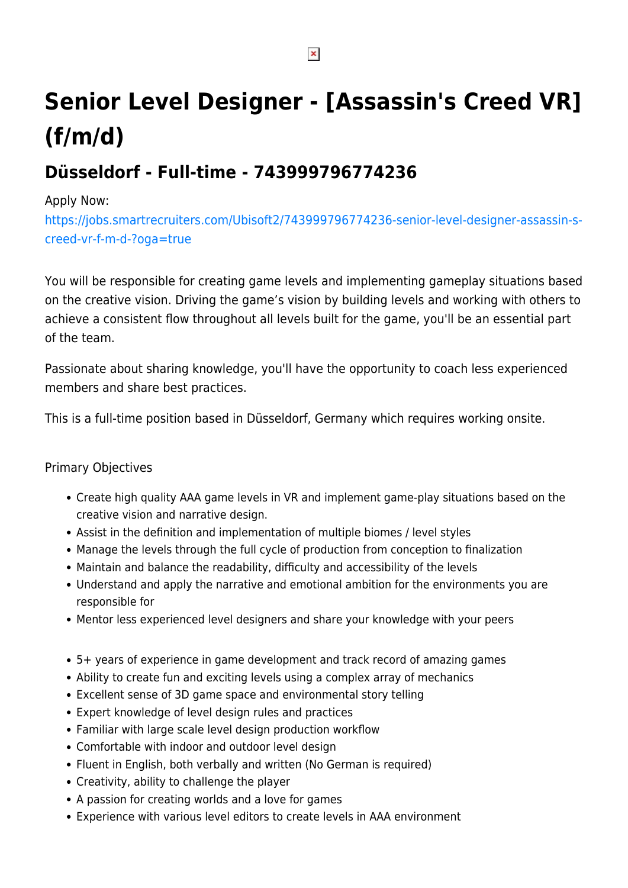# Senior Level Designer - [Assassin's Creed VR] (f/m/d)

## Düsseldorf - Full-time - 743999796774236

Apply Now:
https://jobs.smartrecruiters.com/Ubisoft2/743999796774236-senior-level-designer-assassin-s-creed-vr-f-m-d-?oga=true

You will be responsible for creating game levels and implementing gameplay situations based on the creative vision. Driving the game's vision by building levels and working with others to achieve a consistent flow throughout all levels built for the game, you'll be an essential part of the team.

Passionate about sharing knowledge, you'll have the opportunity to coach less experienced members and share best practices.

This is a full-time position based in Düsseldorf, Germany which requires working onsite.

Primary Objectives

- Create high quality AAA game levels in VR and implement game-play situations based on the creative vision and narrative design.
- Assist in the definition and implementation of multiple biomes / level styles
- Manage the levels through the full cycle of production from conception to finalization
- Maintain and balance the readability, difficulty and accessibility of the levels
- Understand and apply the narrative and emotional ambition for the environments you are responsible for
- Mentor less experienced level designers and share your knowledge with your peers

- 5+ years of experience in game development and track record of amazing games
- Ability to create fun and exciting levels using a complex array of mechanics
- Excellent sense of 3D game space and environmental story telling
- Expert knowledge of level design rules and practices
- Familiar with large scale level design production workflow
- Comfortable with indoor and outdoor level design
- Fluent in English, both verbally and written (No German is required)
- Creativity, ability to challenge the player
- A passion for creating worlds and a love for games
- Experience with various level editors to create levels in AAA environment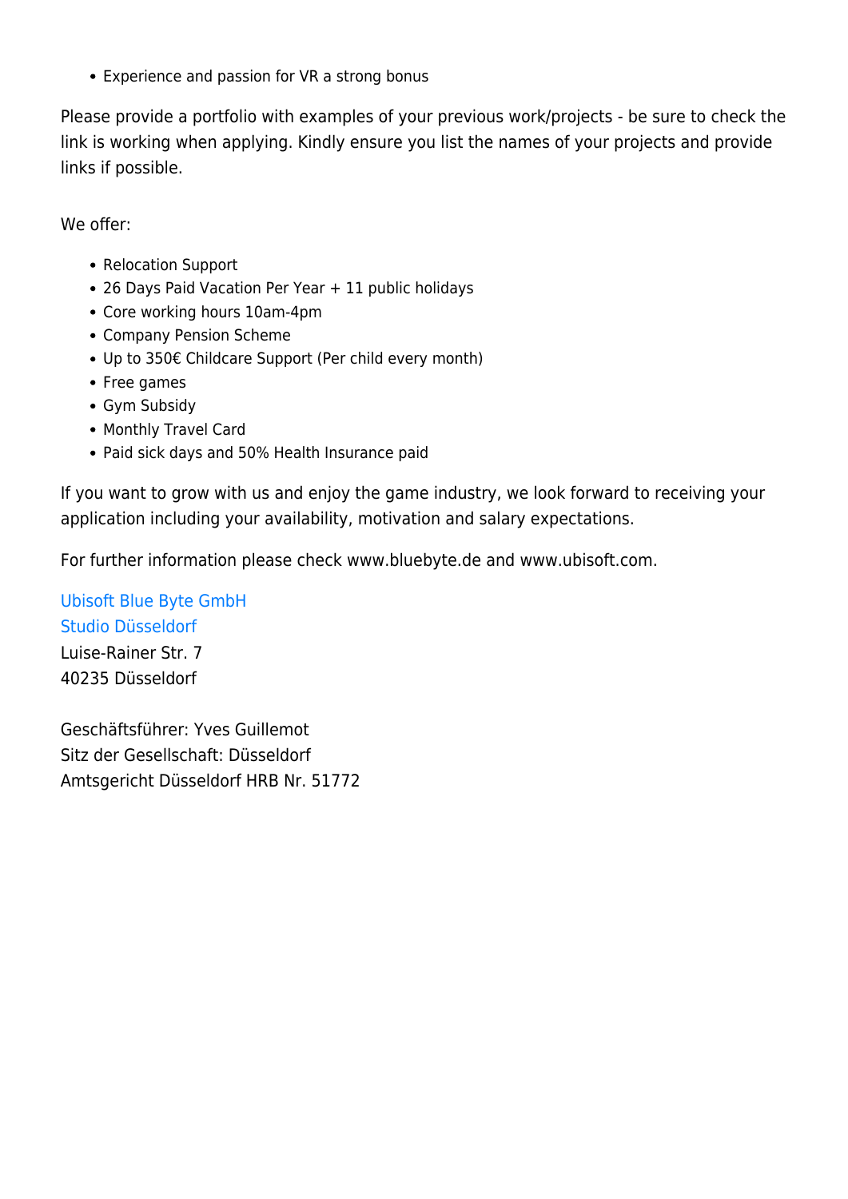- Experience and passion for VR a strong bonus

Please provide a portfolio with examples of your previous work/projects - be sure to check the link is working when applying. Kindly ensure you list the names of your projects and provide links if possible.

We offer:

- Relocation Support
- 26 Days Paid Vacation Per Year + 11 public holidays
- Core working hours 10am-4pm
- Company Pension Scheme
- Up to 350€ Childcare Support (Per child every month)
- Free games
- Gym Subsidy
- Monthly Travel Card
- Paid sick days and 50% Health Insurance paid

If you want to grow with us and enjoy the game industry, we look forward to receiving your application including your availability, motivation and salary expectations.

For further information please check www.bluebyte.de and www.ubisoft.com.

Ubisoft Blue Byte GmbH
Studio Düsseldorf
Luise-Rainer Str. 7
40235 Düsseldorf

Geschäftsführer: Yves Guillemot
Sitz der Gesellschaft: Düsseldorf
Amtsgericht Düsseldorf HRB Nr. 51772